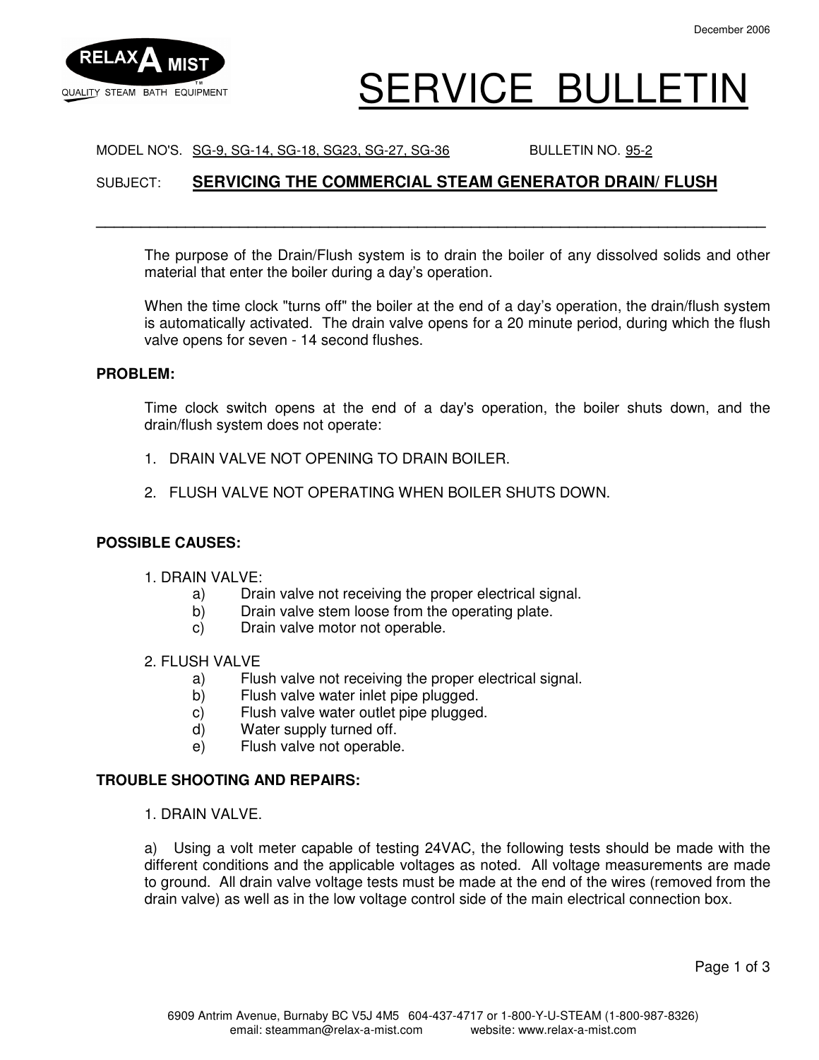December 2006

RELAX A MIST™
QUALITY STEAM BATH EQUIPMENT

# SERVICE BULLETIN

MODEL NO'S. SG-9, SG-14, SG-18, SG23, SG-27, SG-36 BULLETIN NO. 95-2

SUBJECT: **SERVICING THE COMMERCIAL STEAM GENERATOR DRAIN/ FLUSH**

---

The purpose of the Drain/Flush system is to drain the boiler of any dissolved solids and other material that enter the boiler during a day's operation.

When the time clock "turns off" the boiler at the end of a day's operation, the drain/flush system is automatically activated. The drain valve opens for a 20 minute period, during which the flush valve opens for seven - 14 second flushes.

**PROBLEM:**

Time clock switch opens at the end of a day's operation, the boiler shuts down, and the drain/flush system does not operate:

1. DRAIN VALVE NOT OPENING TO DRAIN BOILER.
2. FLUSH VALVE NOT OPERATING WHEN BOILER SHUTS DOWN.

**POSSIBLE CAUSES:**

1. DRAIN VALVE:
   - a) Drain valve not receiving the proper electrical signal.
   - b) Drain valve stem loose from the operating plate.
   - c) Drain valve motor not operable.

2. FLUSH VALVE
   - a) Flush valve not receiving the proper electrical signal.
   - b) Flush valve water inlet pipe plugged.
   - c) Flush valve water outlet pipe plugged.
   - d) Water supply turned off.
   - e) Flush valve not operable.

**TROUBLE SHOOTING AND REPAIRS:**

1. DRAIN VALVE.

a) Using a volt meter capable of testing 24VAC, the following tests should be made with the different conditions and the applicable voltages as noted. All voltage measurements are made to ground. All drain valve voltage tests must be made at the end of the wires (removed from the drain valve) as well as in the low voltage control side of the main electrical connection box.

6909 Antrim Avenue, Burnaby BC V5J 4M5 604-437-4717 or 1-800-Y-U-STEAM (1-800-987-8326)
email: steamman@relax-a-mist.com website: www.relax-a-mist.com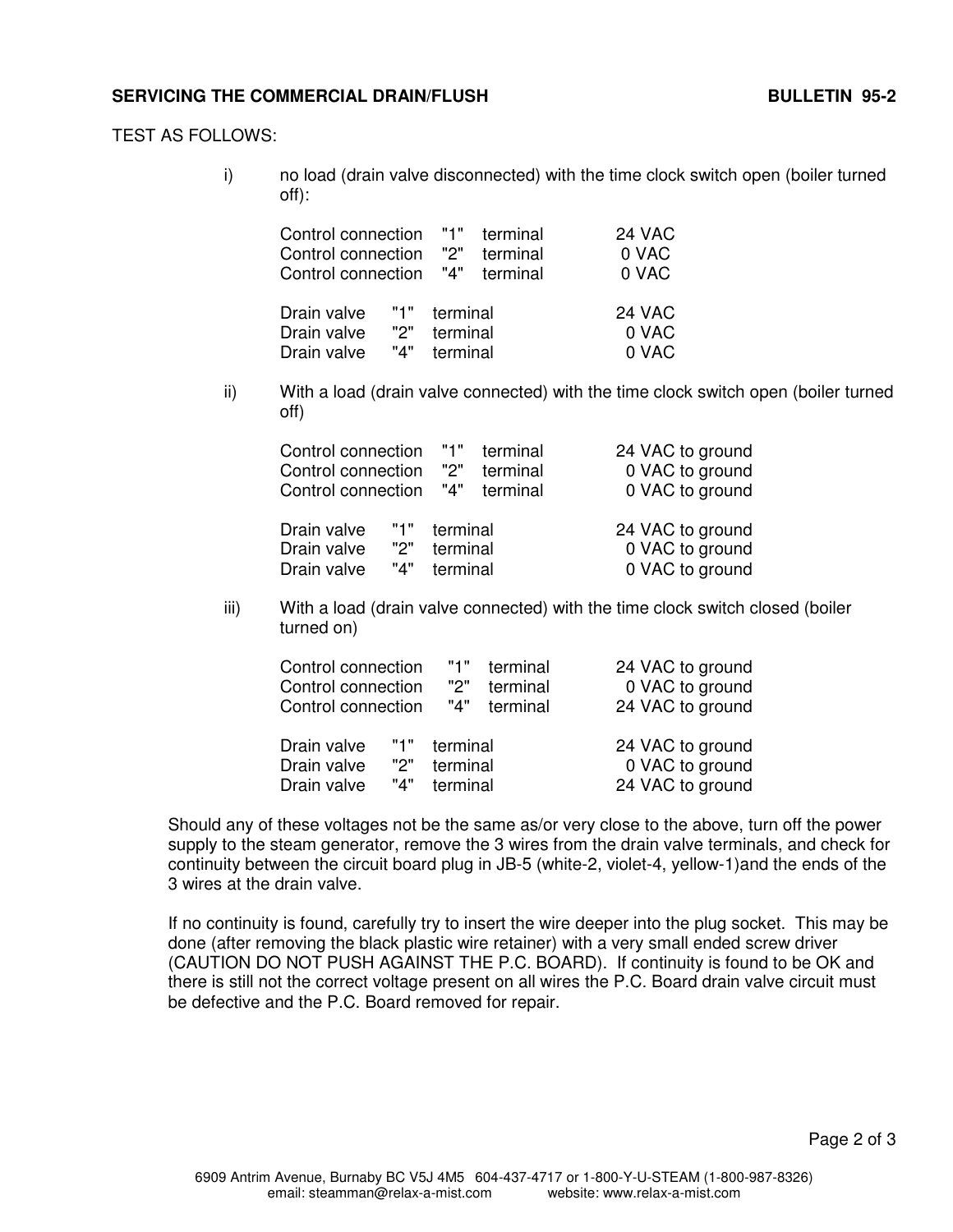**SERVICING THE COMMERCIAL DRAIN/FLUSH** **BULLETIN 95-2**

TEST AS FOLLOWS:

i) no load (drain valve disconnected) with the time clock switch open (boiler turned off):

| | | | |
|---|---|---|---|
| Control connection | "1" | terminal | 24 VAC |
| Control connection | "2" | terminal | 0 VAC |
| Control connection | "4" | terminal | 0 VAC |
| Drain valve | "1" | terminal | 24 VAC |
| Drain valve | "2" | terminal | 0 VAC |
| Drain valve | "4" | terminal | 0 VAC |

ii) With a load (drain valve connected) with the time clock switch open (boiler turned off)

| | | | |
|---|---|---|---|
| Control connection | "1" | terminal | 24 VAC to ground |
| Control connection | "2" | terminal | 0 VAC to ground |
| Control connection | "4" | terminal | 0 VAC to ground |
| Drain valve | "1" | terminal | 24 VAC to ground |
| Drain valve | "2" | terminal | 0 VAC to ground |
| Drain valve | "4" | terminal | 0 VAC to ground |

iii) With a load (drain valve connected) with the time clock switch closed (boiler turned on)

| | | | |
|---|---|---|---|
| Control connection | "1" | terminal | 24 VAC to ground |
| Control connection | "2" | terminal | 0 VAC to ground |
| Control connection | "4" | terminal | 24 VAC to ground |
| Drain valve | "1" | terminal | 24 VAC to ground |
| Drain valve | "2" | terminal | 0 VAC to ground |
| Drain valve | "4" | terminal | 24 VAC to ground |

Should any of these voltages not be the same as/or very close to the above, turn off the power supply to the steam generator, remove the 3 wires from the drain valve terminals, and check for continuity between the circuit board plug in JB-5 (white-2, violet-4, yellow-1)and the ends of the 3 wires at the drain valve.

If no continuity is found, carefully try to insert the wire deeper into the plug socket. This may be done (after removing the black plastic wire retainer) with a very small ended screw driver (CAUTION DO NOT PUSH AGAINST THE P.C. BOARD). If continuity is found to be OK and there is still not the correct voltage present on all wires the P.C. Board drain valve circuit must be defective and the P.C. Board removed for repair.

6909 Antrim Avenue, Burnaby BC V5J 4M5 604-437-4717 or 1-800-Y-U-STEAM (1-800-987-8326)
email: steamman@relax-a-mist.com website: www.relax-a-mist.com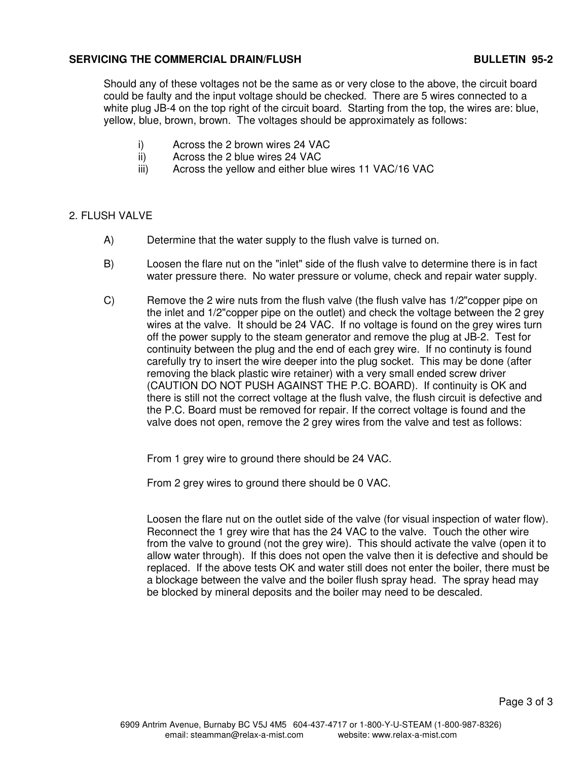Should any of these voltages not be the same as or very close to the above, the circuit board could be faulty and the input voltage should be checked. There are 5 wires connected to a white plug JB-4 on the top right of the circuit board. Starting from the top, the wires are: blue, yellow, blue, brown, brown. The voltages should be approximately as follows:

i) Across the 2 brown wires 24 VAC
ii) Across the 2 blue wires 24 VAC
iii) Across the yellow and either blue wires 11 VAC/16 VAC

## 2. FLUSH VALVE

A) Determine that the water supply to the flush valve is turned on.

B) Loosen the flare nut on the "inlet" side of the flush valve to determine there is in fact water pressure there. No water pressure or volume, check and repair water supply.

C) Remove the 2 wire nuts from the flush valve (the flush valve has 1/2"copper pipe on the inlet and 1/2"copper pipe on the outlet) and check the voltage between the 2 grey wires at the valve. It should be 24 VAC. If no voltage is found on the grey wires turn off the power supply to the steam generator and remove the plug at JB-2. Test for continuity between the plug and the end of each grey wire. If no continuty is found carefully try to insert the wire deeper into the plug socket. This may be done (after removing the black plastic wire retainer) with a very small ended screw driver (CAUTION DO NOT PUSH AGAINST THE P.C. BOARD). If continuity is OK and there is still not the correct voltage at the flush valve, the flush circuit is defective and the P.C. Board must be removed for repair. If the correct voltage is found and the valve does not open, remove the 2 grey wires from the valve and test as follows:

From 1 grey wire to ground there should be 24 VAC.

From 2 grey wires to ground there should be 0 VAC.

Loosen the flare nut on the outlet side of the valve (for visual inspection of water flow). Reconnect the 1 grey wire that has the 24 VAC to the valve. Touch the other wire from the valve to ground (not the grey wire). This should activate the valve (open it to allow water through). If this does not open the valve then it is defective and should be replaced. If the above tests OK and water still does not enter the boiler, there must be a blockage between the valve and the boiler flush spray head. The spray head may be blocked by mineral deposits and the boiler may need to be descaled.

6909 Antrim Avenue, Burnaby BC V5J 4M5 604-437-4717 or 1-800-Y-U-STEAM (1-800-987-8326)
email: steamman@relax-a-mist.com website: www.relax-a-mist.com